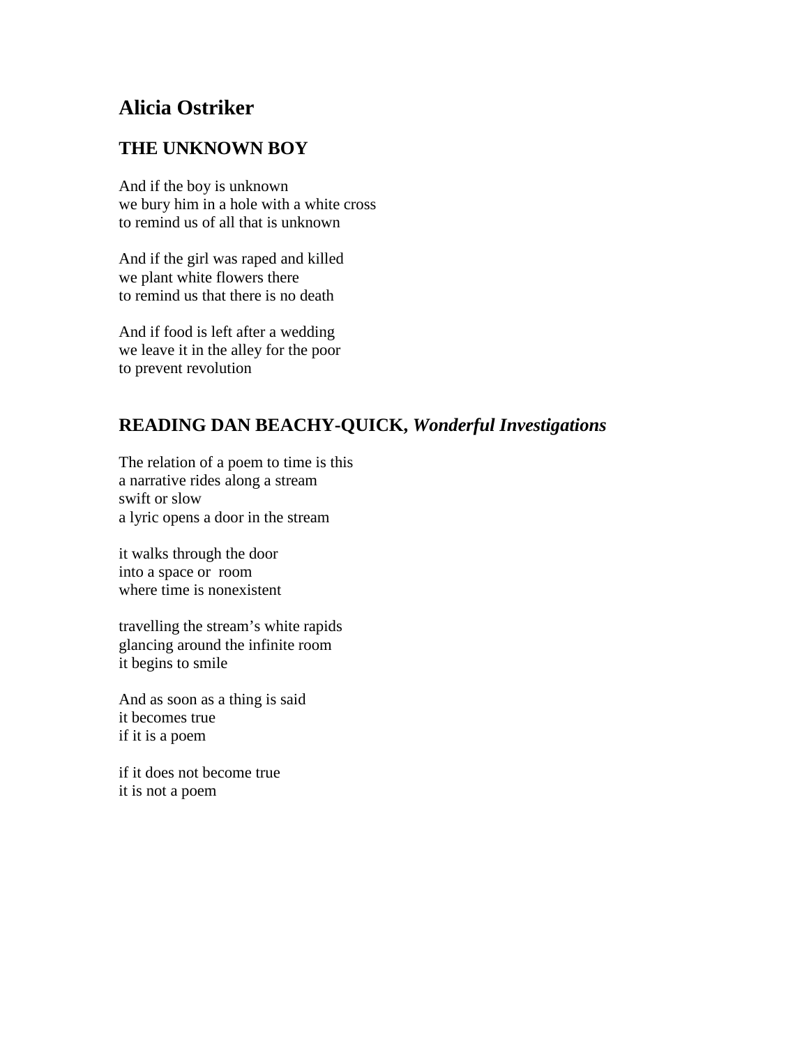# Alicia Ostriker

## THE UNKNOWN BOY

And if the boy is unknown  
we bury him in a hole with a white cross  
to remind us of all that is unknown

And if the girl was raped and killed  
we plant white flowers there  
to remind us that there is no death

And if food is left after a wedding  
we leave it in the alley for the poor  
to prevent revolution

## READING DAN BEACHY-QUICK, *Wonderful Investigations*

The relation of a poem to time is this  
a narrative rides along a stream  
swift or slow  
a lyric opens a door in the stream

it walks through the door  
into a space or room  
where time is nonexistent

travelling the stream's white rapids  
glancing around the infinite room  
it begins to smile

And as soon as a thing is said  
it becomes true  
if it is a poem

if it does not become true  
it is not a poem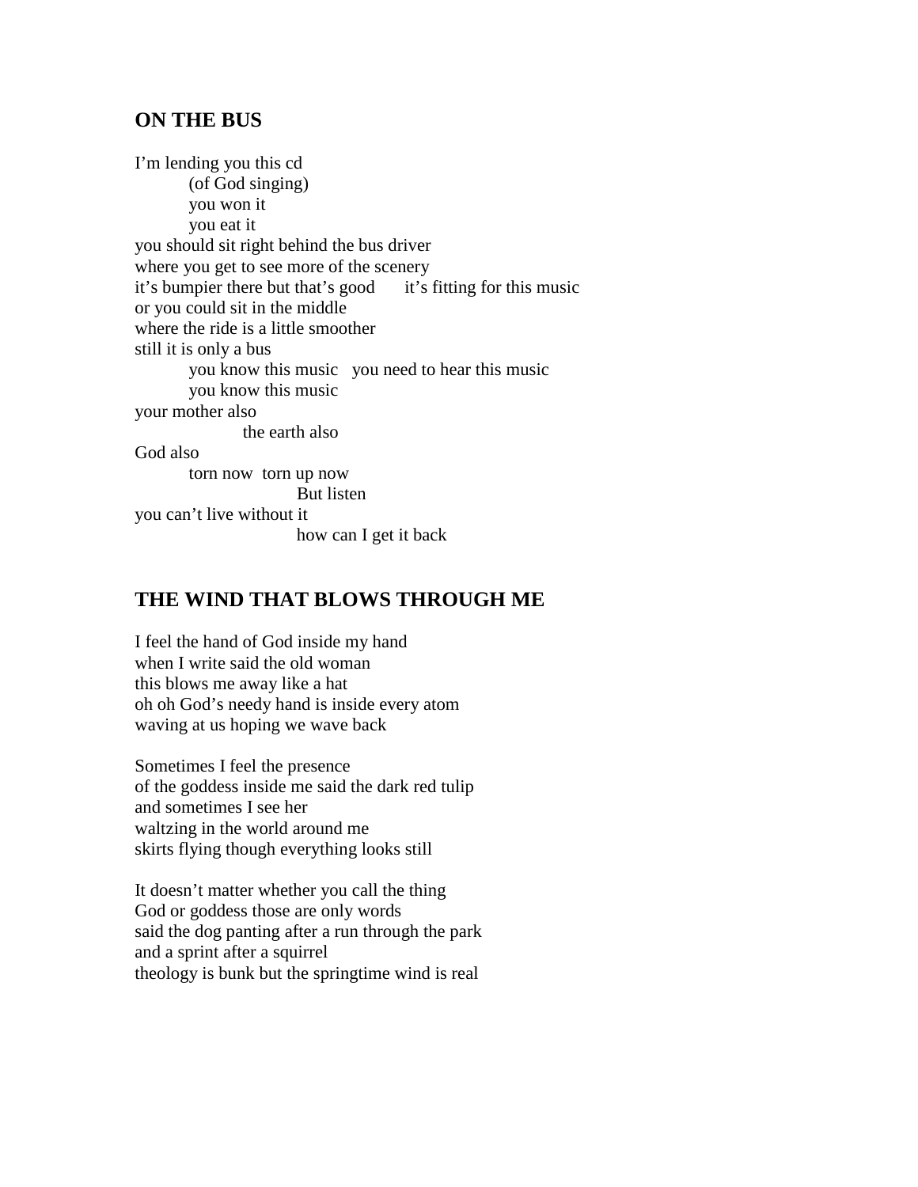## ON THE BUS

I'm lending you this cd
        (of God singing)
        you won it
        you eat it
you should sit right behind the bus driver
where you get to see more of the scenery
it's bumpier there but that's good    it's fitting for this music
or you could sit in the middle
where the ride is a little smoother
still it is only a bus
        you know this music   you need to hear this music
        you know this music
your mother also
                the earth also
God also
        torn now  torn up now
                        But listen
you can't live without it
                        how can I get it back

## THE WIND THAT BLOWS THROUGH ME

I feel the hand of God inside my hand
when I write said the old woman
this blows me away like a hat
oh oh God's needy hand is inside every atom
waving at us hoping we wave back

Sometimes I feel the presence
of the goddess inside me said the dark red tulip
and sometimes I see her
waltzing in the world around me
skirts flying though everything looks still

It doesn't matter whether you call the thing
God or goddess those are only words
said the dog panting after a run through the park
and a sprint after a squirrel
theology is bunk but the springtime wind is real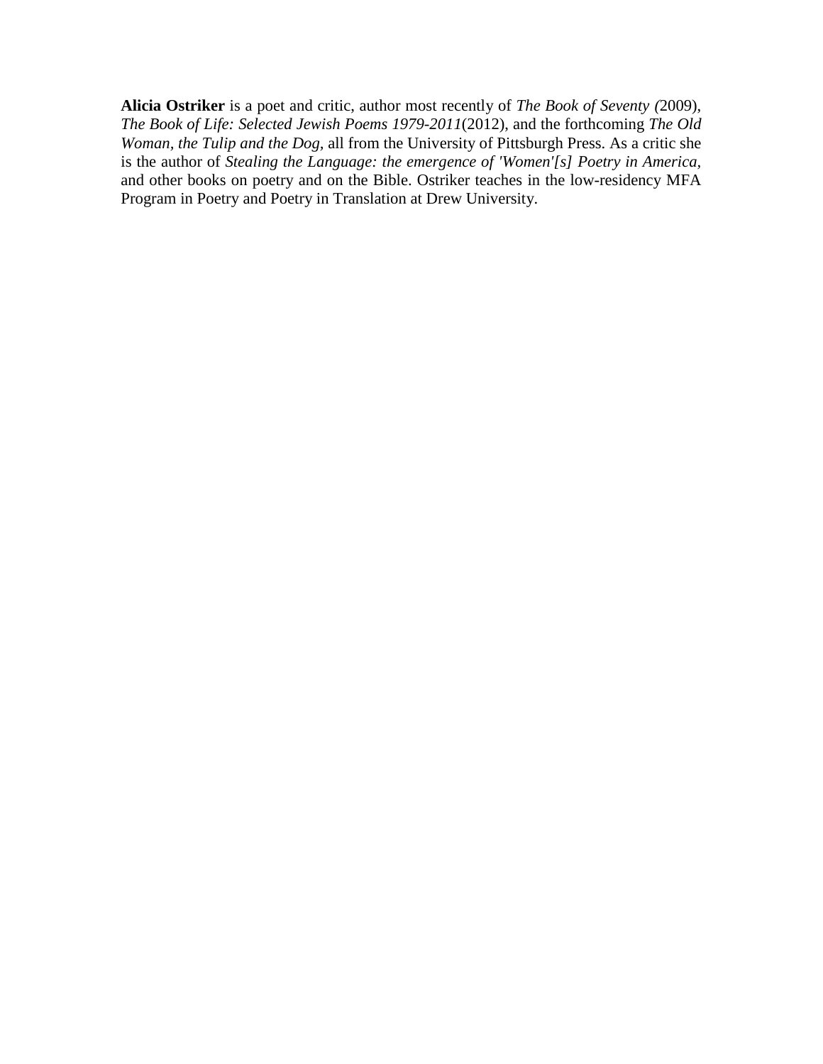**Alicia Ostriker** is a poet and critic, author most recently of *The Book of Seventy (*2009), *The Book of Life: Selected Jewish Poems 1979-2011*(2012), and the forthcoming *The Old Woman, the Tulip and the Dog,* all from the University of Pittsburgh Press. As a critic she is the author of *Stealing the Language: the emergence of 'Women'[s] Poetry in America,* and other books on poetry and on the Bible. Ostriker teaches in the low-residency MFA Program in Poetry and Poetry in Translation at Drew University.